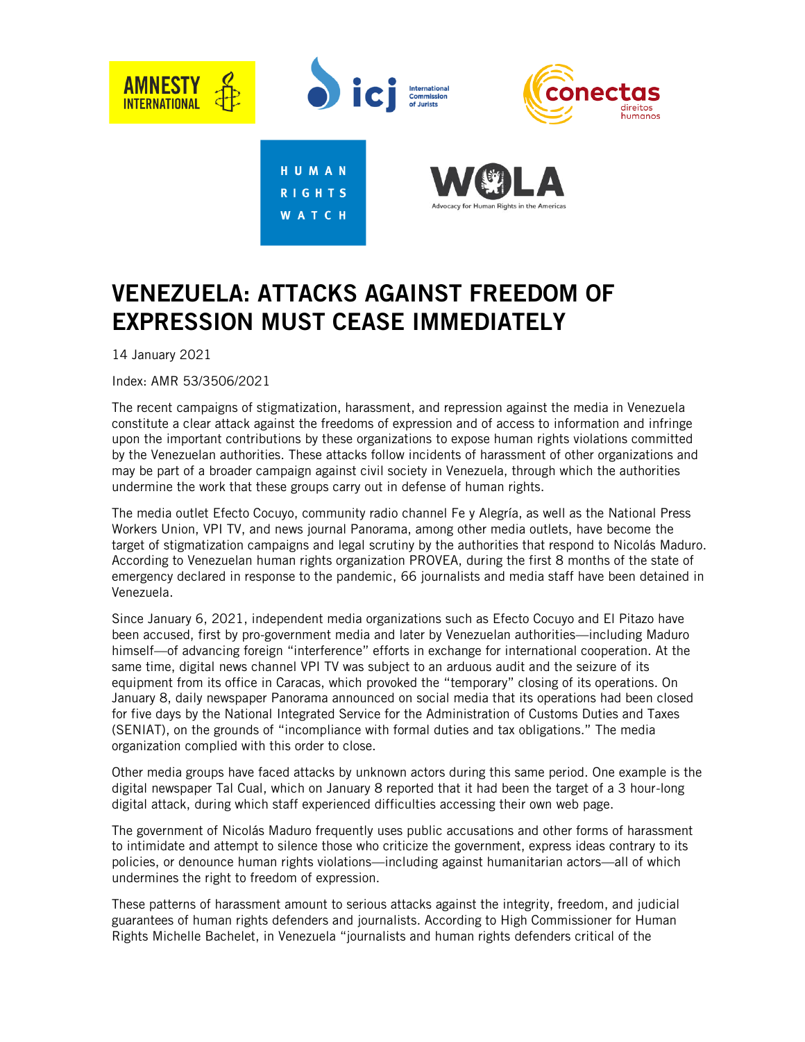# VENEZUELA: ATTACKS AGAINST FREEDOM OF EXPRESSION MUST CEASE IMMEDIATELY

14 January 2021

Index: AMR 53/3506/2021

The recent campaigns of stigmatization, harassment, and repression against the media in Venezuela constitute a clear attack against the freedoms of expression and of access to information and infringe upon the important contributions by these organizations to expose human rights violations committed by the Venezuelan authorities. These attacks follow incidents of harassment of other organizations and may be part of a broader campaign against civil society in Venezuela, through which the authorities undermine the work that these groups carry out in defense of human rights.

The media outlet Efecto Cocuyo, community radio channel Fe y Alegría, as well as the National Press Workers Union, VPI TV, and news journal Panorama, among other media outlets, have become the target of stigmatization campaigns and legal scrutiny by the authorities that respond to Nicolás Maduro. According to Venezuelan human rights organization PROVEA, during the first 8 months of the state of emergency declared in response to the pandemic, 66 journalists and media staff have been detained in Venezuela.

Since January 6, 2021, independent media organizations such as Efecto Cocuyo and El Pitazo have been accused, first by pro-government media and later by Venezuelan authorities—including Maduro himself—of advancing foreign "interference" efforts in exchange for international cooperation. At the same time, digital news channel VPI TV was subject to an arduous audit and the seizure of its equipment from its office in Caracas, which provoked the "temporary" closing of its operations. On January 8, daily newspaper Panorama announced on social media that its operations had been closed for five days by the National Integrated Service for the Administration of Customs Duties and Taxes (SENIAT), on the grounds of "incompliance with formal duties and tax obligations." The media organization complied with this order to close.

Other media groups have faced attacks by unknown actors during this same period. One example is the digital newspaper Tal Cual, which on January 8 reported that it had been the target of a 3 hour-long digital attack, during which staff experienced difficulties accessing their own web page.

The government of Nicolás Maduro frequently uses public accusations and other forms of harassment to intimidate and attempt to silence those who criticize the government, express ideas contrary to its policies, or denounce human rights violations—including against humanitarian actors—all of which undermines the right to freedom of expression.

These patterns of harassment amount to serious attacks against the integrity, freedom, and judicial guarantees of human rights defenders and journalists. According to High Commissioner for Human Rights Michelle Bachelet, in Venezuela "journalists and human rights defenders critical of the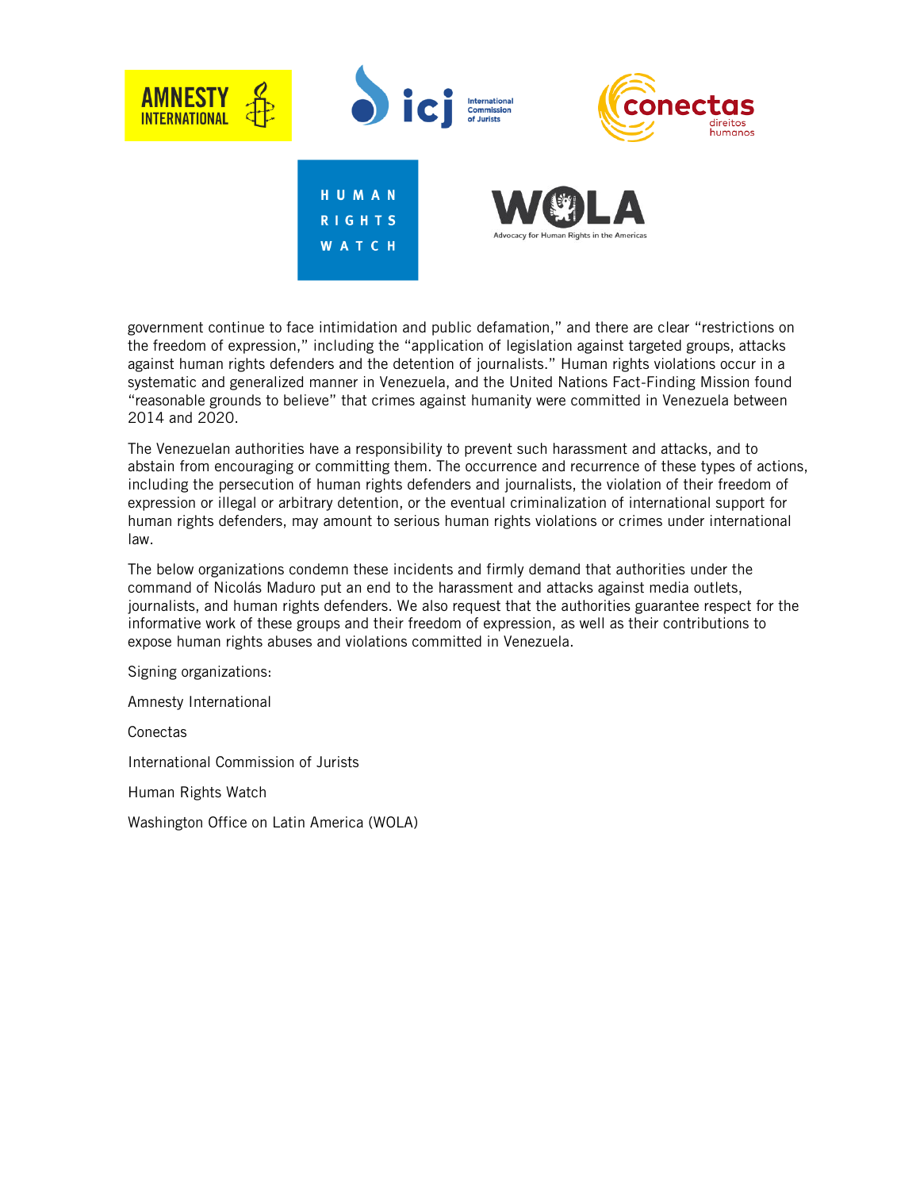government continue to face intimidation and public defamation," and there are clear "restrictions on the freedom of expression," including the "application of legislation against targeted groups, attacks against human rights defenders and the detention of journalists." Human rights violations occur in a systematic and generalized manner in Venezuela, and the United Nations Fact-Finding Mission found "reasonable grounds to believe" that crimes against humanity were committed in Venezuela between 2014 and 2020.

The Venezuelan authorities have a responsibility to prevent such harassment and attacks, and to abstain from encouraging or committing them. The occurrence and recurrence of these types of actions, including the persecution of human rights defenders and journalists, the violation of their freedom of expression or illegal or arbitrary detention, or the eventual criminalization of international support for human rights defenders, may amount to serious human rights violations or crimes under international law.

The below organizations condemn these incidents and firmly demand that authorities under the command of Nicolás Maduro put an end to the harassment and attacks against media outlets, journalists, and human rights defenders. We also request that the authorities guarantee respect for the informative work of these groups and their freedom of expression, as well as their contributions to expose human rights abuses and violations committed in Venezuela.

Signing organizations:

Amnesty International

Conectas

International Commission of Jurists

Human Rights Watch

Washington Office on Latin America (WOLA)